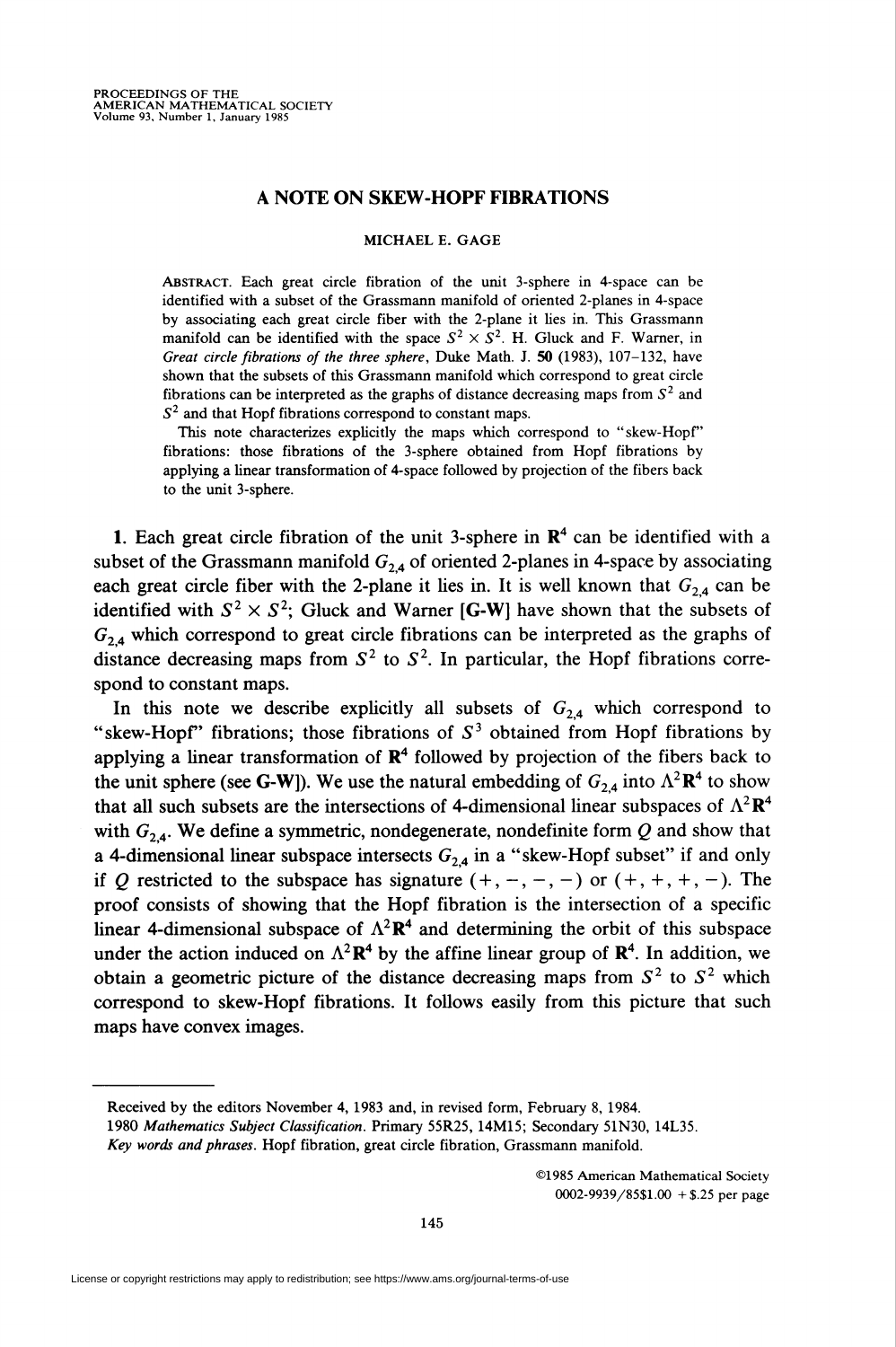# A NOTE ON SKEW-HOPF FIBRATIONS

MICHAEL E. GAGE

ABSTRACT. Each great circle fibration of the unit 3-sphere in 4-space can be identified with a subset of the Grassmann manifold of oriented 2-planes in 4-space by associating each great circle fiber with the 2-plane it lies in. This Grassmann manifold can be identified with the space $S^2 \times S^2$. H. Gluck and F. Warner, in *Great circle fibrations of the three sphere*, Duke Math. J. **50** (1983), 107–132, have shown that the subsets of this Grassmann manifold which correspond to great circle fibrations can be interpreted as the graphs of distance decreasing maps from $S^2$ and $S^2$ and that Hopf fibrations correspond to constant maps.

This note characterizes explicitly the maps which correspond to "skew-Hopf" fibrations: those fibrations of the 3-sphere obtained from Hopf fibrations by applying a linear transformation of 4-space followed by projection of the fibers back to the unit 3-sphere.

**1.** Each great circle fibration of the unit 3-sphere in $\mathbf{R}^4$ can be identified with a subset of the Grassmann manifold $G_{2,4}$ of oriented 2-planes in 4-space by associating each great circle fiber with the 2-plane it lies in. It is well known that $G_{2,4}$ can be identified with $S^2 \times S^2$; Gluck and Warner **[G-W]** have shown that the subsets of $G_{2,4}$ which correspond to great circle fibrations can be interpreted as the graphs of distance decreasing maps from $S^2$ to $S^2$. In particular, the Hopf fibrations correspond to constant maps.

In this note we describe explicitly all subsets of $G_{2,4}$ which correspond to "skew-Hopf" fibrations; those fibrations of $S^3$ obtained from Hopf fibrations by applying a linear transformation of $\mathbf{R}^4$ followed by projection of the fibers back to the unit sphere (see **G-W]**). We use the natural embedding of $G_{2,4}$ into $\Lambda^2\mathbf{R}^4$ to show that all such subsets are the intersections of 4-dimensional linear subspaces of $\Lambda^2\mathbf{R}^4$ with $G_{2,4}$. We define a symmetric, nondegenerate, nondefinite form $Q$ and show that a 4-dimensional linear subspace intersects $G_{2,4}$ in a "skew-Hopf subset" if and only if $Q$ restricted to the subspace has signature $(+,-,-,-)$ or $(+,+,+,-)$. The proof consists of showing that the Hopf fibration is the intersection of a specific linear 4-dimensional subspace of $\Lambda^2\mathbf{R}^4$ and determining the orbit of this subspace under the action induced on $\Lambda^2\mathbf{R}^4$ by the affine linear group of $\mathbf{R}^4$. In addition, we obtain a geometric picture of the distance decreasing maps from $S^2$ to $S^2$ which correspond to skew-Hopf fibrations. It follows easily from this picture that such maps have convex images.

---

Received by the editors November 4, 1983 and, in revised form, February 8, 1984.

1980 *Mathematics Subject Classification*. Primary 55R25, 14M15; Secondary 51N30, 14L35.

*Key words and phrases*. Hopf fibration, great circle fibration, Grassmann manifold.

©1985 American Mathematical Society
0002-9939/85 $1.00 + $.25 per page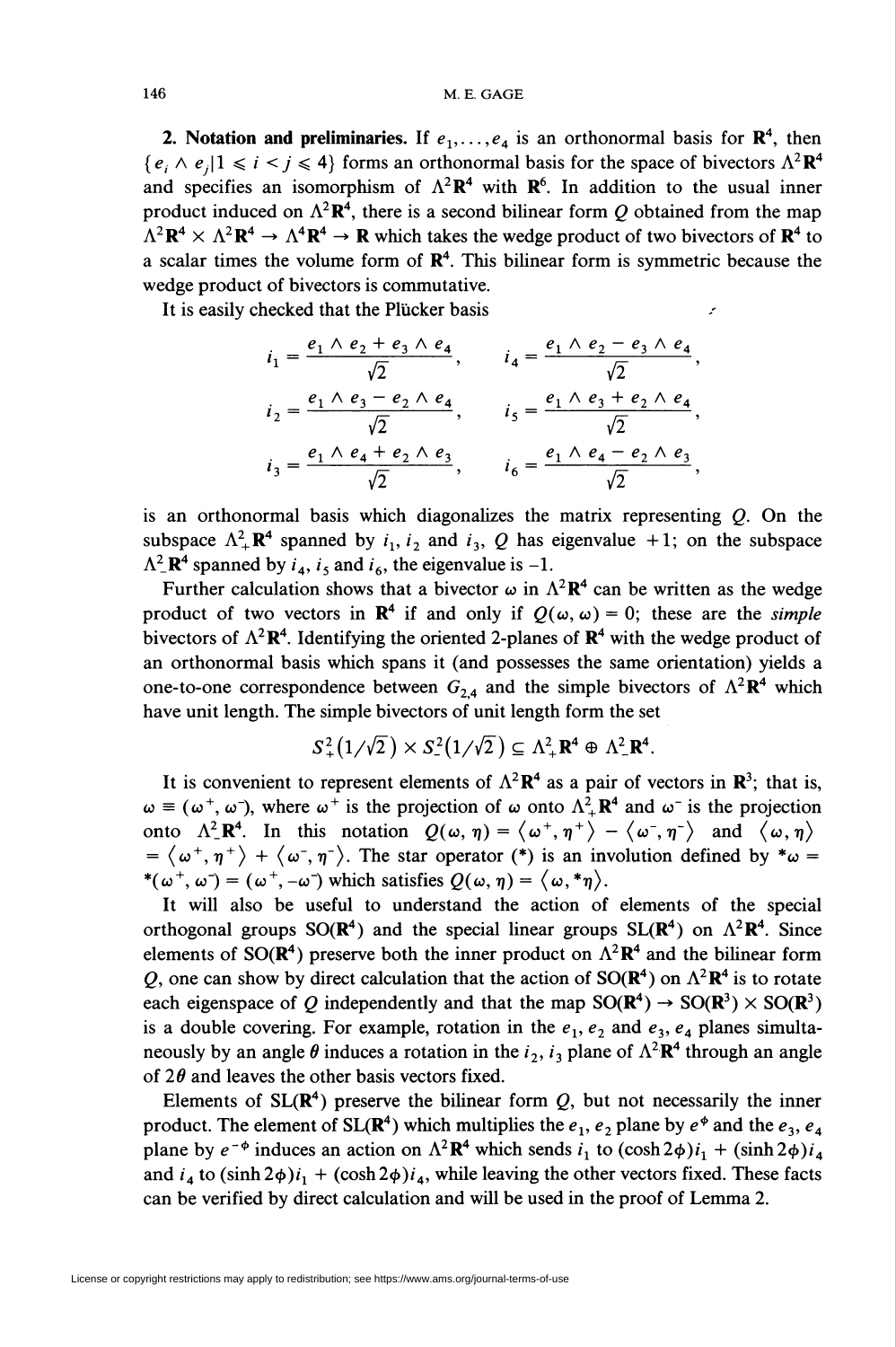**2. Notation and preliminaries.** If $e_1, \ldots, e_4$ is an orthonormal basis for $\mathbf{R}^4$, then $\{e_i \wedge e_j | 1 \leqslant i < j \leqslant 4\}$ forms an orthonormal basis for the space of bivectors $\Lambda^2\mathbf{R}^4$ and specifies an isomorphism of $\Lambda^2\mathbf{R}^4$ with $\mathbf{R}^6$. In addition to the usual inner product induced on $\Lambda^2\mathbf{R}^4$, there is a second bilinear form $Q$ obtained from the map $\Lambda^2\mathbf{R}^4 \times \Lambda^2\mathbf{R}^4 \to \Lambda^4\mathbf{R}^4 \to \mathbf{R}$ which takes the wedge product of two bivectors of $\mathbf{R}^4$ to a scalar times the volume form of $\mathbf{R}^4$. This bilinear form is symmetric because the wedge product of bivectors is commutative.

It is easily checked that the Plücker basis

$$i_1 = \frac{e_1 \wedge e_2 + e_3 \wedge e_4}{\sqrt{2}}, \qquad i_4 = \frac{e_1 \wedge e_2 - e_3 \wedge e_4}{\sqrt{2}},$$

$$i_2 = \frac{e_1 \wedge e_3 - e_2 \wedge e_4}{\sqrt{2}}, \qquad i_5 = \frac{e_1 \wedge e_3 + e_2 \wedge e_4}{\sqrt{2}},$$

$$i_3 = \frac{e_1 \wedge e_4 + e_2 \wedge e_3}{\sqrt{2}}, \qquad i_6 = \frac{e_1 \wedge e_4 - e_2 \wedge e_3}{\sqrt{2}},$$

is an orthonormal basis which diagonalizes the matrix representing $Q$. On the subspace $\Lambda^2_+\mathbf{R}^4$ spanned by $i_1, i_2$ and $i_3$, $Q$ has eigenvalue $+1$; on the subspace $\Lambda^2_-\mathbf{R}^4$ spanned by $i_4, i_5$ and $i_6$, the eigenvalue is $-1$.

Further calculation shows that a bivector $\omega$ in $\Lambda^2\mathbf{R}^4$ can be written as the wedge product of two vectors in $\mathbf{R}^4$ if and only if $Q(\omega, \omega) = 0$; these are the *simple* bivectors of $\Lambda^2\mathbf{R}^4$. Identifying the oriented 2-planes of $\mathbf{R}^4$ with the wedge product of an orthonormal basis which spans it (and possesses the same orientation) yields a one-to-one correspondence between $G_{2,4}$ and the simple bivectors of $\Lambda^2\mathbf{R}^4$ which have unit length. The simple bivectors of unit length form the set

$$S^2_+(1/\sqrt{2}) \times S^2_-(1/\sqrt{2}) \subseteq \Lambda^2_+\mathbf{R}^4 \oplus \Lambda^2_-\mathbf{R}^4.$$

It is convenient to represent elements of $\Lambda^2\mathbf{R}^4$ as a pair of vectors in $\mathbf{R}^3$; that is, $\omega \equiv (\omega^+, \omega^-)$, where $\omega^+$ is the projection of $\omega$ onto $\Lambda^2_+\mathbf{R}^4$ and $\omega^-$ is the projection onto $\Lambda^2_-\mathbf{R}^4$. In this notation $Q(\omega, \eta) = \langle \omega^+, \eta^+ \rangle - \langle \omega^-, \eta^- \rangle$ and $\langle \omega, \eta \rangle = \langle \omega^+, \eta^+ \rangle + \langle \omega^-, \eta^- \rangle$. The star operator (*) is an involution defined by $*\omega = *(\omega^+, \omega^-) = (\omega^+, -\omega^-)$ which satisfies $Q(\omega, \eta) = \langle \omega, *\eta \rangle$.

It will also be useful to understand the action of elements of the special orthogonal groups $\mathrm{SO}(\mathbf{R}^4)$ and the special linear groups $\mathrm{SL}(\mathbf{R}^4)$ on $\Lambda^2\mathbf{R}^4$. Since elements of $\mathrm{SO}(\mathbf{R}^4)$ preserve both the inner product on $\Lambda^2\mathbf{R}^4$ and the bilinear form $Q$, one can show by direct calculation that the action of $\mathrm{SO}(\mathbf{R}^4)$ on $\Lambda^2\mathbf{R}^4$ is to rotate each eigenspace of $Q$ independently and that the map $\mathrm{SO}(\mathbf{R}^4) \to \mathrm{SO}(\mathbf{R}^3) \times \mathrm{SO}(\mathbf{R}^3)$ is a double covering. For example, rotation in the $e_1, e_2$ and $e_3, e_4$ planes simultaneously by an angle $\theta$ induces a rotation in the $i_2, i_3$ plane of $\Lambda^2\mathbf{R}^4$ through an angle of $2\theta$ and leaves the other basis vectors fixed.

Elements of $\mathrm{SL}(\mathbf{R}^4)$ preserve the bilinear form $Q$, but not necessarily the inner product. The element of $\mathrm{SL}(\mathbf{R}^4)$ which multiplies the $e_1, e_2$ plane by $e^{\phi}$ and the $e_3, e_4$ plane by $e^{-\phi}$ induces an action on $\Lambda^2\mathbf{R}^4$ which sends $i_1$ to $(\cosh 2\phi)i_1 + (\sinh 2\phi)i_4$ and $i_4$ to $(\sinh 2\phi)i_1 + (\cosh 2\phi)i_4$, while leaving the other vectors fixed. These facts can be verified by direct calculation and will be used in the proof of Lemma 2.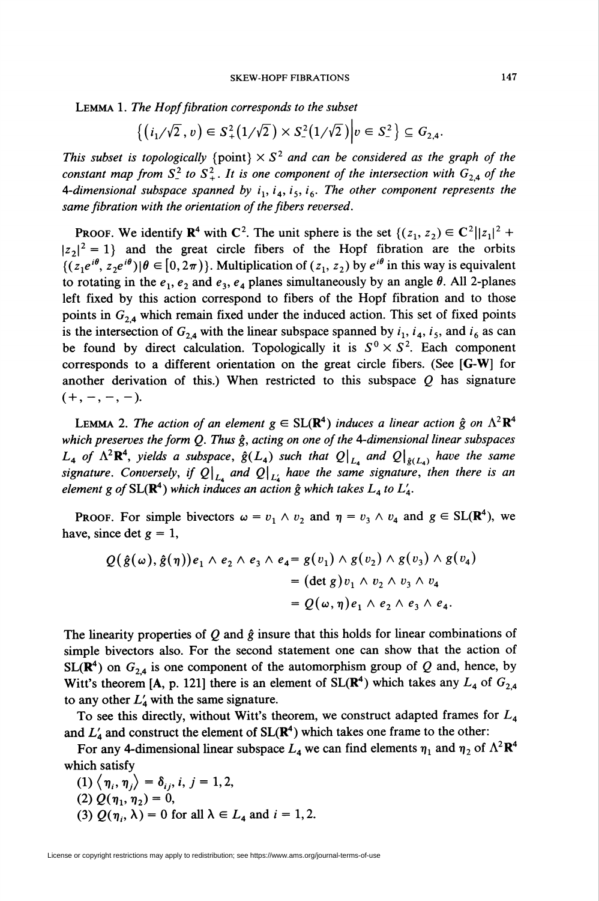**Lemma 1.** *The Hopf fibration corresponds to the subset*

$$\left\{\left(i_1/\sqrt{2}\,,\, v\right) \in S^2_+(1/\sqrt{2}) \times S^2_-(1/\sqrt{2}) \middle| v \in S^2_-\right\} \subseteq G_{2,4}.$$

*This subset is topologically* $\{\text{point}\} \times S^2$ *and can be considered as the graph of the constant map from* $S^2_-$ *to* $S^2_+$. *It is one component of the intersection with* $G_{2,4}$ *of the* 4*-dimensional subspace spanned by* $i_1, i_4, i_5, i_6$. *The other component represents the same fibration with the orientation of the fibers reversed.*

**Proof.** We identify $\mathbf{R}^4$ with $\mathbf{C}^2$. The unit sphere is the set $\{(z_1, z_2) \in \mathbf{C}^2 | |z_1|^2 + |z_2|^2 = 1\}$ and the great circle fibers of the Hopf fibration are the orbits $\{(z_1 e^{i\theta}, z_2 e^{i\theta}) | \theta \in [0, 2\pi)\}$. Multiplication of $(z_1, z_2)$ by $e^{i\theta}$ in this way is equivalent to rotating in the $e_1, e_2$ and $e_3, e_4$ planes simultaneously by an angle $\theta$. All 2-planes left fixed by this action correspond to fibers of the Hopf fibration and to those points in $G_{2,4}$ which remain fixed under the induced action. This set of fixed points is the intersection of $G_{2,4}$ with the linear subspace spanned by $i_1, i_4, i_5$, and $i_6$ as can be found by direct calculation. Topologically it is $S^0 \times S^2$. Each component corresponds to a different orientation on the great circle fibers. (See **[G-W]** for another derivation of this.) When restricted to this subspace $Q$ has signature $(+, -, -, -)$.

**Lemma 2.** *The action of an element* $g \in \mathrm{SL}(\mathbf{R}^4)$ *induces a linear action* $\hat{g}$ *on* $\Lambda^2\mathbf{R}^4$ *which preserves the form* $Q$. *Thus* $\hat{g}$, *acting on one of the* 4*-dimensional linear subspaces* $L_4$ *of* $\Lambda^2\mathbf{R}^4$, *yields a subspace,* $\hat{g}(L_4)$ *such that* $Q|_{L_4}$ *and* $Q|_{\hat{g}(L_4)}$ *have the same signature. Conversely, if* $Q|_{L_4}$ *and* $Q|_{L'_4}$ *have the same signature, then there is an element* $g$ *of* $\mathrm{SL}(\mathbf{R}^4)$ *which induces an action* $\hat{g}$ *which takes* $L_4$ *to* $L'_4$.

**Proof.** For simple bivectors $\omega = v_1 \wedge v_2$ and $\eta = v_3 \wedge v_4$ and $g \in \mathrm{SL}(\mathbf{R}^4)$, we have, since $\det g = 1$,

$$\begin{aligned} Q(\hat{g}(\omega), \hat{g}(\eta)) e_1 \wedge e_2 \wedge e_3 \wedge e_4 &= g(v_1) \wedge g(v_2) \wedge g(v_3) \wedge g(v_4) \\ &= (\det g) v_1 \wedge v_2 \wedge v_3 \wedge v_4 \\ &= Q(\omega, \eta) e_1 \wedge e_2 \wedge e_3 \wedge e_4. \end{aligned}$$

The linearity properties of $Q$ and $\hat{g}$ insure that this holds for linear combinations of simple bivectors also. For the second statement one can show that the action of $\mathrm{SL}(\mathbf{R}^4)$ on $G_{2,4}$ is one component of the automorphism group of $Q$ and, hence, by Witt's theorem **[A**, p. 121**]** there is an element of $\mathrm{SL}(\mathbf{R}^4)$ which takes any $L_4$ of $G_{2,4}$ to any other $L'_4$ with the same signature.

To see this directly, without Witt's theorem, we construct adapted frames for $L_4$ and $L'_4$ and construct the element of $\mathrm{SL}(\mathbf{R}^4)$ which takes one frame to the other:

For any 4-dimensional linear subspace $L_4$ we can find elements $\eta_1$ and $\eta_2$ of $\Lambda^2\mathbf{R}^4$ which satisfy

(1) $\langle \eta_i, \eta_j \rangle = \delta_{ij}, i, j = 1, 2$,
(2) $Q(\eta_1, \eta_2) = 0$,
(3) $Q(\eta_i, \lambda) = 0$ for all $\lambda \in L_4$ and $i = 1, 2$.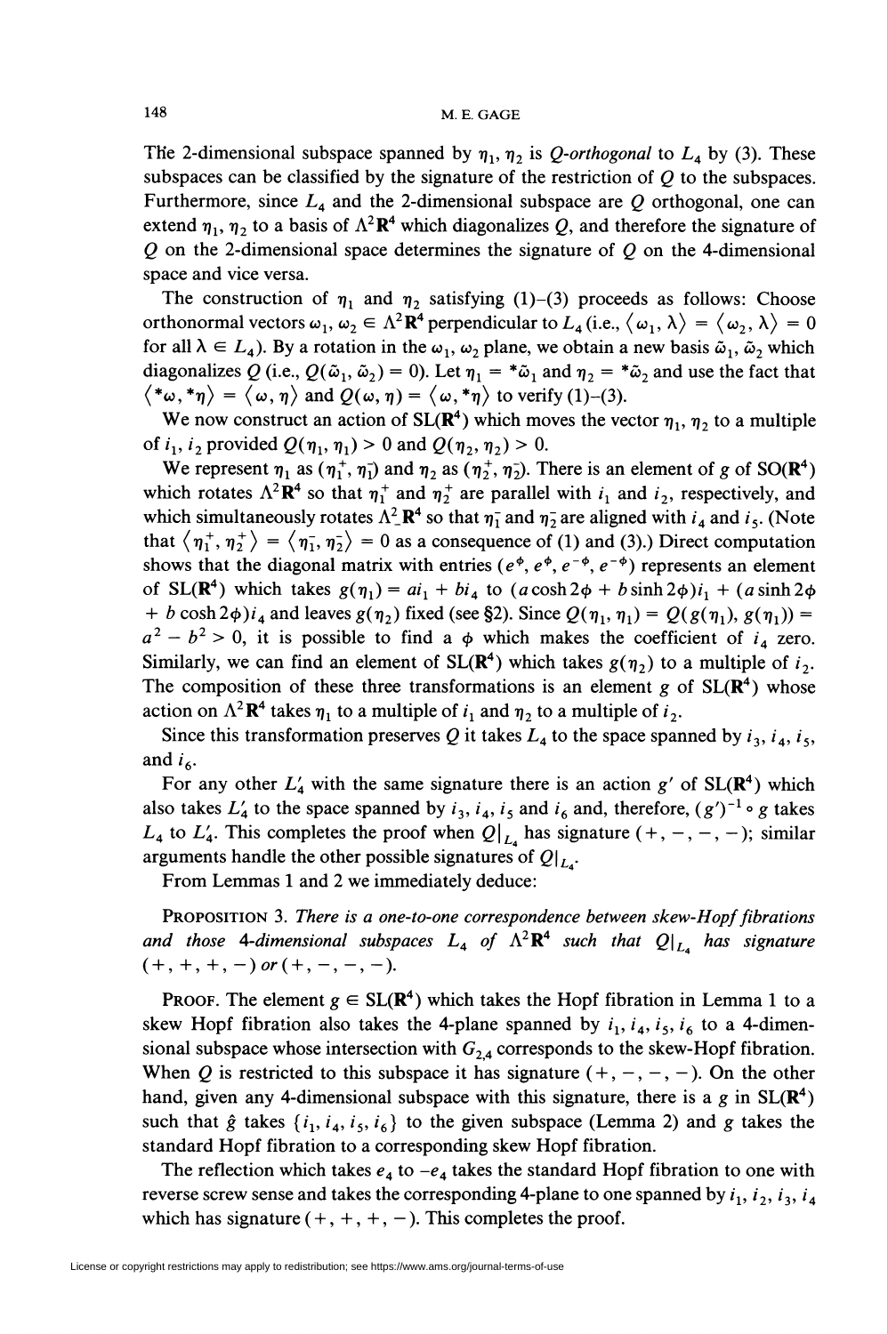The 2-dimensional subspace spanned by $\eta_1, \eta_2$ is *Q-orthogonal* to $L_4$ by (3). These subspaces can be classified by the signature of the restriction of $Q$ to the subspaces. Furthermore, since $L_4$ and the 2-dimensional subspace are $Q$ orthogonal, one can extend $\eta_1, \eta_2$ to a basis of $\Lambda^2\mathbf{R}^4$ which diagonalizes $Q$, and therefore the signature of $Q$ on the 2-dimensional space determines the signature of $Q$ on the 4-dimensional space and vice versa.

The construction of $\eta_1$ and $\eta_2$ satisfying (1)–(3) proceeds as follows: Choose orthonormal vectors $\omega_1, \omega_2 \in \Lambda^2\mathbf{R}^4$ perpendicular to $L_4$ (i.e., $\langle \omega_1, \lambda \rangle = \langle \omega_2, \lambda \rangle = 0$ for all $\lambda \in L_4$). By a rotation in the $\omega_1, \omega_2$ plane, we obtain a new basis $\tilde{\omega}_1, \tilde{\omega}_2$ which diagonalizes $Q$ (i.e., $Q(\tilde{\omega}_1, \tilde{\omega}_2) = 0$). Let $\eta_1 = *\tilde{\omega}_1$ and $\eta_2 = *\tilde{\omega}_2$ and use the fact that $\langle *\omega, *\eta \rangle = \langle \omega, \eta \rangle$ and $Q(\omega, \eta) = \langle \omega, *\eta \rangle$ to verify (1)–(3).

We now construct an action of $\mathrm{SL}(\mathbf{R}^4)$ which moves the vector $\eta_1, \eta_2$ to a multiple of $i_1, i_2$ provided $Q(\eta_1, \eta_1) > 0$ and $Q(\eta_2, \eta_2) > 0$.

We represent $\eta_1$ as $(\eta_1^+, \eta_1^-)$ and $\eta_2$ as $(\eta_2^+, \eta_2^-)$. There is an element of $g$ of $\mathrm{SO}(\mathbf{R}^4)$ which rotates $\Lambda^2\mathbf{R}^4$ so that $\eta_1^+$ and $\eta_2^+$ are parallel with $i_1$ and $i_2$, respectively, and which simultaneously rotates $\Lambda^2_-\mathbf{R}^4$ so that $\eta_1^-$ and $\eta_2^-$ are aligned with $i_4$ and $i_5$. (Note that $\langle \eta_1^+, \eta_2^+ \rangle = \langle \eta_1^-, \eta_2^- \rangle = 0$ as a consequence of (1) and (3).) Direct computation shows that the diagonal matrix with entries $(e^{\phi}, e^{\phi}, e^{-\phi}, e^{-\phi})$ represents an element of $\mathrm{SL}(\mathbf{R}^4)$ which takes $g(\eta_1) = ai_1 + bi_4$ to $(a\cosh 2\phi + b\sinh 2\phi)i_1 + (a\sinh 2\phi + b\cosh 2\phi)i_4$ and leaves $g(\eta_2)$ fixed (see §2). Since $Q(\eta_1, \eta_1) = Q(g(\eta_1), g(\eta_1)) = a^2 - b^2 > 0$, it is possible to find a $\phi$ which makes the coefficient of $i_4$ zero. Similarly, we can find an element of $\mathrm{SL}(\mathbf{R}^4)$ which takes $g(\eta_2)$ to a multiple of $i_2$. The composition of these three transformations is an element $g$ of $\mathrm{SL}(\mathbf{R}^4)$ whose action on $\Lambda^2\mathbf{R}^4$ takes $\eta_1$ to a multiple of $i_1$ and $\eta_2$ to a multiple of $i_2$.

Since this transformation preserves $Q$ it takes $L_4$ to the space spanned by $i_3, i_4, i_5$, and $i_6$.

For any other $L_4'$ with the same signature there is an action $g'$ of $\mathrm{SL}(\mathbf{R}^4)$ which also takes $L_4'$ to the space spanned by $i_3, i_4, i_5$ and $i_6$ and, therefore, $(g')^{-1} \circ g$ takes $L_4$ to $L_4'$. This completes the proof when $Q|_{L_4}$ has signature $(+, -, -, -)$; similar arguments handle the other possible signatures of $Q|_{L_4}$.

From Lemmas 1 and 2 we immediately deduce:

PROPOSITION 3. *There is a one-to-one correspondence between skew-Hopf fibrations and those* 4*-dimensional subspaces $L_4$ of $\Lambda^2\mathbf{R}^4$ such that $Q|_{L_4}$ has signature* $(+, +, +, -)$ *or* $(+, -, -, -)$.

PROOF. The element $g \in \mathrm{SL}(\mathbf{R}^4)$ which takes the Hopf fibration in Lemma 1 to a skew Hopf fibration also takes the 4-plane spanned by $i_1, i_4, i_5, i_6$ to a 4-dimensional subspace whose intersection with $G_{2,4}$ corresponds to the skew-Hopf fibration. When $Q$ is restricted to this subspace it has signature $(+, -, -, -)$. On the other hand, given any 4-dimensional subspace with this signature, there is a $g$ in $\mathrm{SL}(\mathbf{R}^4)$ such that $\hat{g}$ takes $\{i_1, i_4, i_5, i_6\}$ to the given subspace (Lemma 2) and $g$ takes the standard Hopf fibration to a corresponding skew Hopf fibration.

The reflection which takes $e_4$ to $-e_4$ takes the standard Hopf fibration to one with reverse screw sense and takes the corresponding 4-plane to one spanned by $i_1, i_2, i_3, i_4$ which has signature $(+, +, +, -)$. This completes the proof.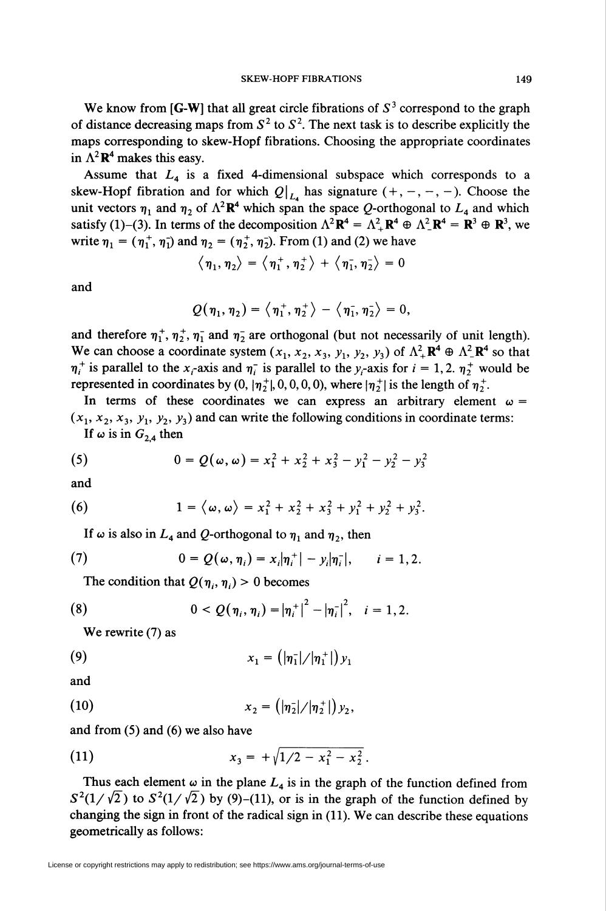We know from **[G-W]** that all great circle fibrations of $S^3$ correspond to the graph of distance decreasing maps from $S^2$ to $S^2$. The next task is to describe explicitly the maps corresponding to skew-Hopf fibrations. Choosing the appropriate coordinates in $\Lambda^2\mathbf{R}^4$ makes this easy.

Assume that $L_4$ is a fixed 4-dimensional subspace which corresponds to a skew-Hopf fibration and for which $Q|_{L_4}$ has signature $(+,-,-,-)$. Choose the unit vectors $\eta_1$ and $\eta_2$ of $\Lambda^2\mathbf{R}^4$ which span the space $Q$-orthogonal to $L_4$ and which satisfy (1)–(3). In terms of the decomposition $\Lambda^2\mathbf{R}^4 = \Lambda^2_+\mathbf{R}^4 \oplus \Lambda^2_-\mathbf{R}^4 = \mathbf{R}^3 \oplus \mathbf{R}^3$, we write $\eta_1 = (\eta_1^+, \eta_1^-)$ and $\eta_2 = (\eta_2^+, \eta_2^-)$. From (1) and (2) we have

$$\langle \eta_1, \eta_2 \rangle = \langle \eta_1^+, \eta_2^+ \rangle + \langle \eta_1^-, \eta_2^- \rangle = 0$$

and

$$Q(\eta_1, \eta_2) = \langle \eta_1^+, \eta_2^+ \rangle - \langle \eta_1^-, \eta_2^- \rangle = 0,$$

and therefore $\eta_1^+$, $\eta_2^+$, $\eta_1^-$ and $\eta_2^-$ are orthogonal (but not necessarily of unit length). We can choose a coordinate system $(x_1, x_2, x_3, y_1, y_2, y_3)$ of $\Lambda^2_+\mathbf{R}^4 \oplus \Lambda^2_-\mathbf{R}^4$ so that $\eta_i^+$ is parallel to the $x_i$-axis and $\eta_i^-$ is parallel to the $y_i$-axis for $i = 1, 2$. $\eta_2^+$ would be represented in coordinates by $(0, |\eta_2^+|, 0, 0, 0, 0)$, where $|\eta_2^+|$ is the length of $\eta_2^+$.

In terms of these coordinates we can express an arbitrary element $\omega = (x_1, x_2, x_3, y_1, y_2, y_3)$ and can write the following conditions in coordinate terms:

If $\omega$ is in $G_{2,4}$ then

$$0 = Q(\omega, \omega) = x_1^2 + x_2^2 + x_3^2 - y_1^2 - y_2^2 - y_3^2 \tag{5}$$

and

$$1 = \langle \omega, \omega \rangle = x_1^2 + x_2^2 + x_3^2 + y_1^2 + y_2^2 + y_3^2. \tag{6}$$

If $\omega$ is also in $L_4$ and $Q$-orthogonal to $\eta_1$ and $\eta_2$, then

$$0 = Q(\omega, \eta_i) = x_i|\eta_i^+| - y_i|\eta_i^-|, \qquad i = 1, 2. \tag{7}$$

The condition that $Q(\eta_i, \eta_i) > 0$ becomes

$$0 < Q(\eta_i, \eta_i) = |\eta_i^+|^2 - |\eta_i^-|^2, \quad i = 1, 2. \tag{8}$$

We rewrite (7) as

$$x_1 = \left(|\eta_1^-|/|\eta_1^+|\right) y_1 \tag{9}$$

and

$$x_2 = \left(|\eta_2^-|/|\eta_2^+|\right) y_2, \tag{10}$$

and from (5) and (6) we also have

$$x_3 = +\sqrt{1/2 - x_1^2 - x_2^2}\,. \tag{11}$$

Thus each element $\omega$ in the plane $L_4$ is in the graph of the function defined from $S^2(1/\sqrt{2})$ to $S^2(1/\sqrt{2})$ by (9)–(11), or is in the graph of the function defined by changing the sign in front of the radical sign in (11). We can describe these equations geometrically as follows: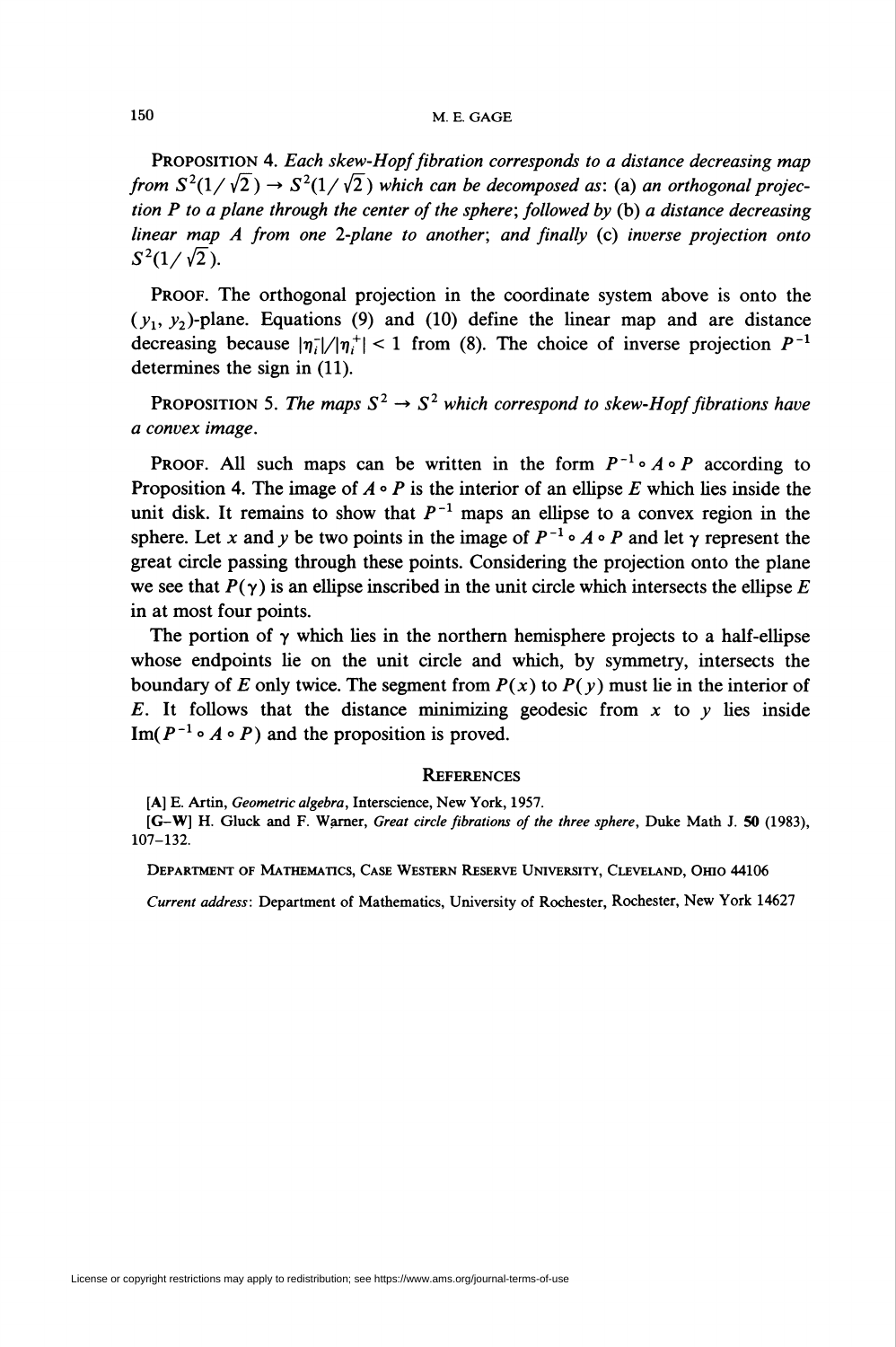**PROPOSITION 4.** *Each skew-Hopf fibration corresponds to a distance decreasing map from $S^2(1/\sqrt{2}) \to S^2(1/\sqrt{2})$ which can be decomposed as:* (a) *an orthogonal projection $P$ to a plane through the center of the sphere; followed by* (b) *a distance decreasing linear map $A$ from one 2-plane to another; and finally* (c) *inverse projection onto $S^2(1/\sqrt{2})$.*

**PROOF.** The orthogonal projection in the coordinate system above is onto the $(y_1, y_2)$-plane. Equations (9) and (10) define the linear map and are distance decreasing because $|\eta_i^-|/|\eta_i^+| < 1$ from (8). The choice of inverse projection $P^{-1}$ determines the sign in (11).

**PROPOSITION 5.** *The maps $S^2 \to S^2$ which correspond to skew-Hopf fibrations have a convex image.*

**PROOF.** All such maps can be written in the form $P^{-1} \circ A \circ P$ according to Proposition 4. The image of $A \circ P$ is the interior of an ellipse $E$ which lies inside the unit disk. It remains to show that $P^{-1}$ maps an ellipse to a convex region in the sphere. Let $x$ and $y$ be two points in the image of $P^{-1} \circ A \circ P$ and let $\gamma$ represent the great circle passing through these points. Considering the projection onto the plane we see that $P(\gamma)$ is an ellipse inscribed in the unit circle which intersects the ellipse $E$ in at most four points.

The portion of $\gamma$ which lies in the northern hemisphere projects to a half-ellipse whose endpoints lie on the unit circle and which, by symmetry, intersects the boundary of $E$ only twice. The segment from $P(x)$ to $P(y)$ must lie in the interior of $E$. It follows that the distance minimizing geodesic from $x$ to $y$ lies inside $\mathrm{Im}(P^{-1} \circ A \circ P)$ and the proposition is proved.

## REFERENCES

[A] E. Artin, *Geometric algebra*, Interscience, New York, 1957.

[G–W] H. Gluck and F. Warner, *Great circle fibrations of the three sphere*, Duke Math J. **50** (1983), 107–132.

DEPARTMENT OF MATHEMATICS, CASE WESTERN RESERVE UNIVERSITY, CLEVELAND, OHIO 44106

*Current address*: Department of Mathematics, University of Rochester, Rochester, New York 14627